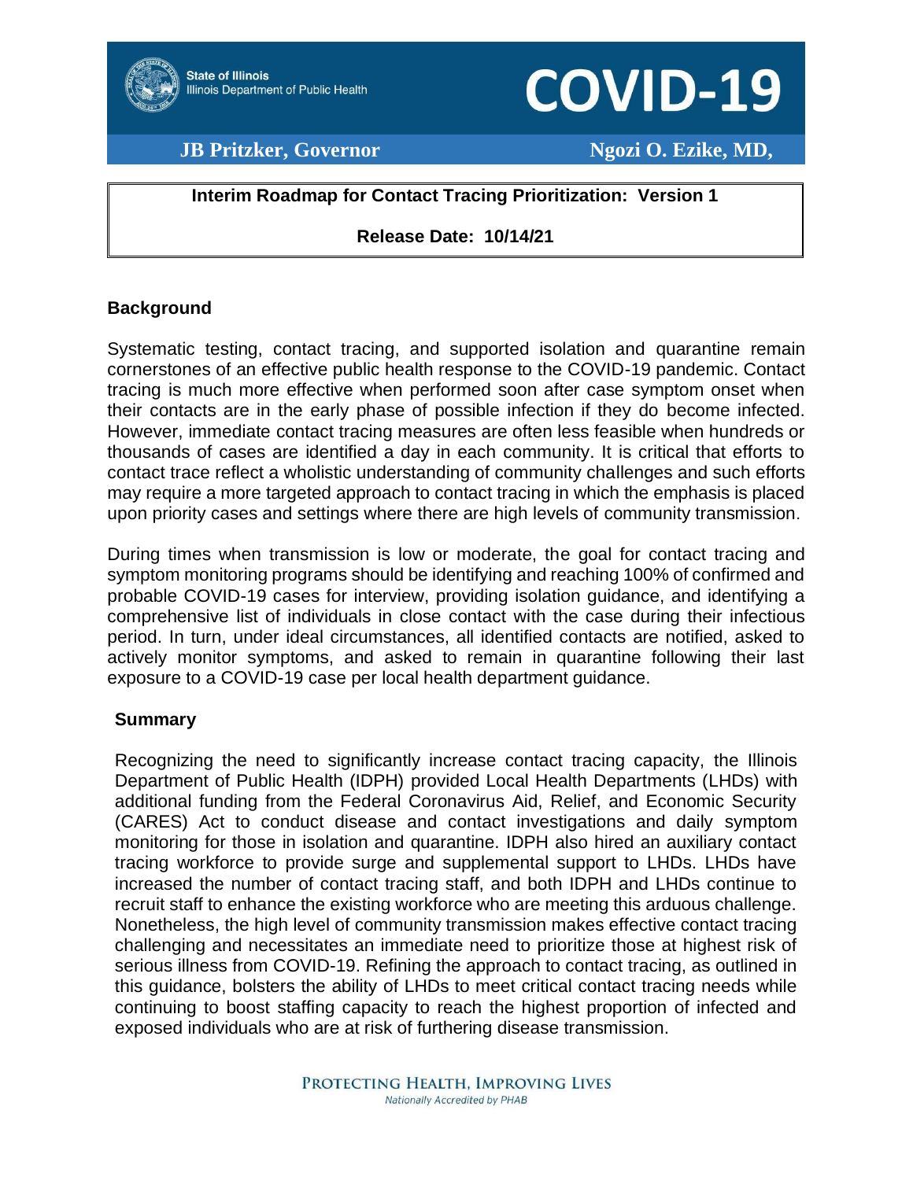State of Illinois
Illinois Department of Public Health

# COVID-19

**JB Pritzker, Governor** **Ngozi O. Ezike, MD,**

**Interim Roadmap for Contact Tracing Prioritization: Version 1**

**Release Date: 10/14/21**

## Background

Systematic testing, contact tracing, and supported isolation and quarantine remain cornerstones of an effective public health response to the COVID-19 pandemic. Contact tracing is much more effective when performed soon after case symptom onset when their contacts are in the early phase of possible infection if they do become infected. However, immediate contact tracing measures are often less feasible when hundreds or thousands of cases are identified a day in each community. It is critical that efforts to contact trace reflect a wholistic understanding of community challenges and such efforts may require a more targeted approach to contact tracing in which the emphasis is placed upon priority cases and settings where there are high levels of community transmission.

During times when transmission is low or moderate, the goal for contact tracing and symptom monitoring programs should be identifying and reaching 100% of confirmed and probable COVID-19 cases for interview, providing isolation guidance, and identifying a comprehensive list of individuals in close contact with the case during their infectious period. In turn, under ideal circumstances, all identified contacts are notified, asked to actively monitor symptoms, and asked to remain in quarantine following their last exposure to a COVID-19 case per local health department guidance.

## Summary

Recognizing the need to significantly increase contact tracing capacity, the Illinois Department of Public Health (IDPH) provided Local Health Departments (LHDs) with additional funding from the Federal Coronavirus Aid, Relief, and Economic Security (CARES) Act to conduct disease and contact investigations and daily symptom monitoring for those in isolation and quarantine. IDPH also hired an auxiliary contact tracing workforce to provide surge and supplemental support to LHDs. LHDs have increased the number of contact tracing staff, and both IDPH and LHDs continue to recruit staff to enhance the existing workforce who are meeting this arduous challenge. Nonetheless, the high level of community transmission makes effective contact tracing challenging and necessitates an immediate need to prioritize those at highest risk of serious illness from COVID-19. Refining the approach to contact tracing, as outlined in this guidance, bolsters the ability of LHDs to meet critical contact tracing needs while continuing to boost staffing capacity to reach the highest proportion of infected and exposed individuals who are at risk of furthering disease transmission.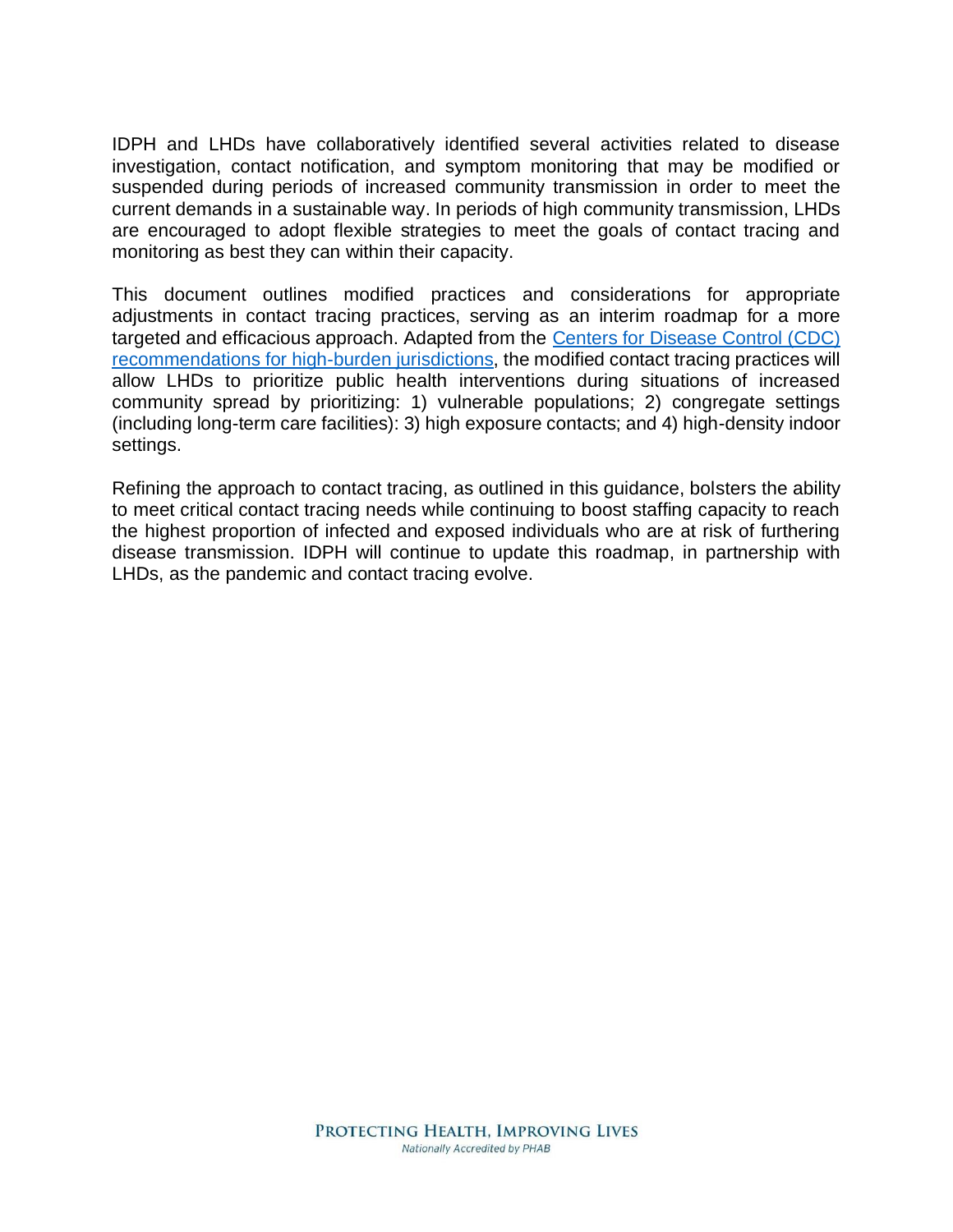IDPH and LHDs have collaboratively identified several activities related to disease investigation, contact notification, and symptom monitoring that may be modified or suspended during periods of increased community transmission in order to meet the current demands in a sustainable way. In periods of high community transmission, LHDs are encouraged to adopt flexible strategies to meet the goals of contact tracing and monitoring as best they can within their capacity.

This document outlines modified practices and considerations for appropriate adjustments in contact tracing practices, serving as an interim roadmap for a more targeted and efficacious approach. Adapted from the [Centers for Disease Control (CDC) recommendations for high-burden jurisdictions](), the modified contact tracing practices will allow LHDs to prioritize public health interventions during situations of increased community spread by prioritizing: 1) vulnerable populations; 2) congregate settings (including long-term care facilities): 3) high exposure contacts; and 4) high-density indoor settings.

Refining the approach to contact tracing, as outlined in this guidance, bolsters the ability to meet critical contact tracing needs while continuing to boost staffing capacity to reach the highest proportion of infected and exposed individuals who are at risk of furthering disease transmission. IDPH will continue to update this roadmap, in partnership with LHDs, as the pandemic and contact tracing evolve.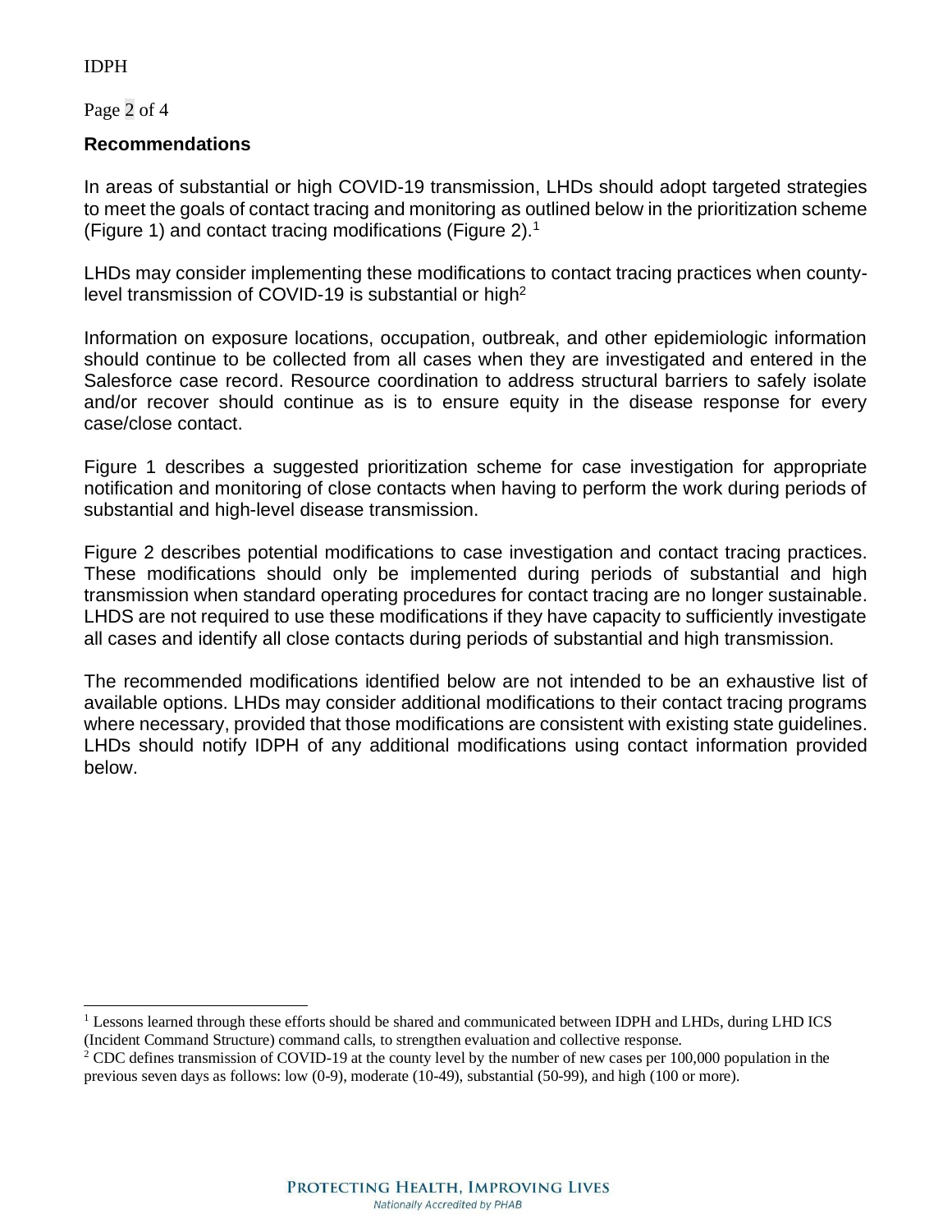## Recommendations

In areas of substantial or high COVID-19 transmission, LHDs should adopt targeted strategies to meet the goals of contact tracing and monitoring as outlined below in the prioritization scheme (Figure 1) and contact tracing modifications (Figure 2).[1]

LHDs may consider implementing these modifications to contact tracing practices when county-level transmission of COVID-19 is substantial or high[2]

Information on exposure locations, occupation, outbreak, and other epidemiologic information should continue to be collected from all cases when they are investigated and entered in the Salesforce case record. Resource coordination to address structural barriers to safely isolate and/or recover should continue as is to ensure equity in the disease response for every case/close contact.

Figure 1 describes a suggested prioritization scheme for case investigation for appropriate notification and monitoring of close contacts when having to perform the work during periods of substantial and high-level disease transmission.

Figure 2 describes potential modifications to case investigation and contact tracing practices. These modifications should only be implemented during periods of substantial and high transmission when standard operating procedures for contact tracing are no longer sustainable. LHDS are not required to use these modifications if they have capacity to sufficiently investigate all cases and identify all close contacts during periods of substantial and high transmission.

The recommended modifications identified below are not intended to be an exhaustive list of available options. LHDs may consider additional modifications to their contact tracing programs where necessary, provided that those modifications are consistent with existing state guidelines. LHDs should notify IDPH of any additional modifications using contact information provided below.

---

[1] Lessons learned through these efforts should be shared and communicated between IDPH and LHDs, during LHD ICS (Incident Command Structure) command calls, to strengthen evaluation and collective response.

[2] CDC defines transmission of COVID-19 at the county level by the number of new cases per 100,000 population in the previous seven days as follows: low (0-9), moderate (10-49), substantial (50-99), and high (100 or more).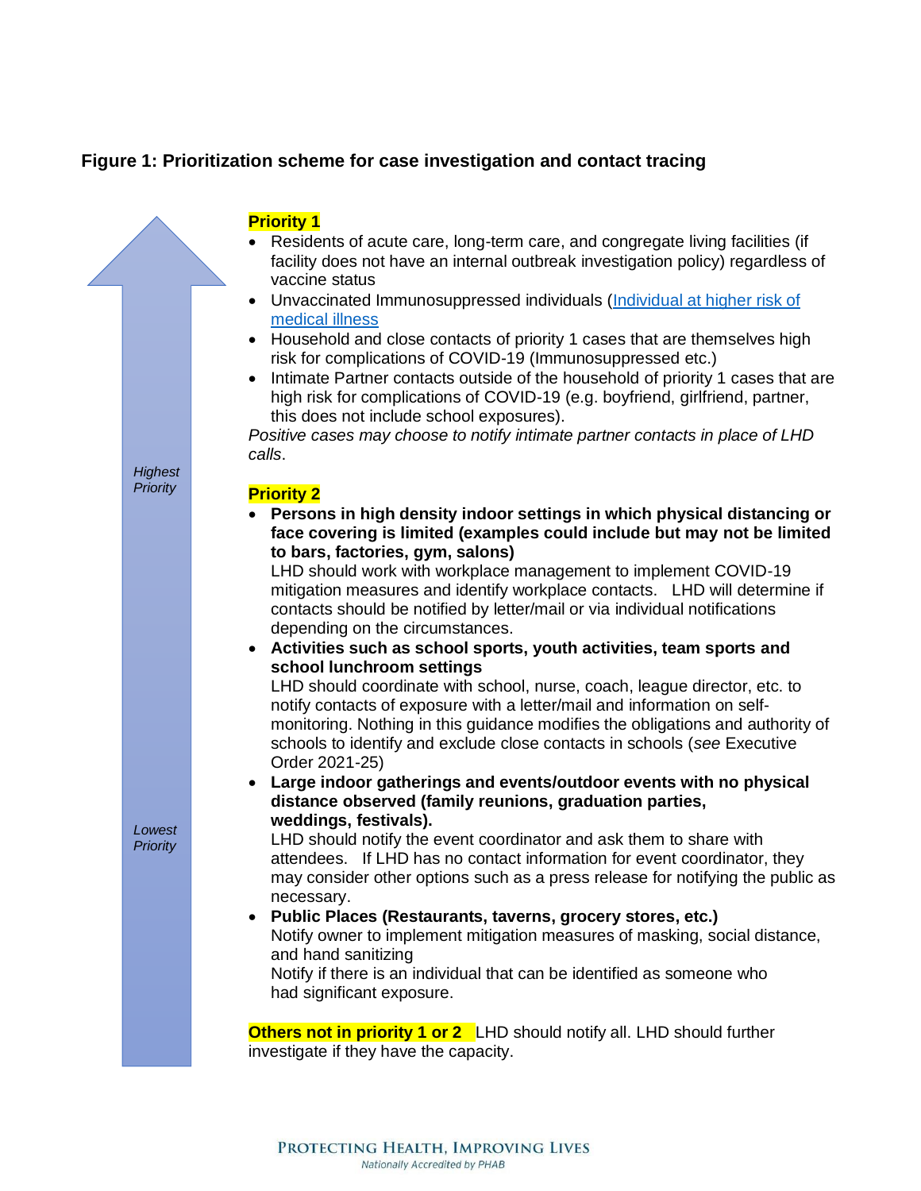**Figure 1: Prioritization scheme for case investigation and contact tracing**

*Highest Priority*

**Priority 1**

- Residents of acute care, long-term care, and congregate living facilities (if facility does not have an internal outbreak investigation policy) regardless of vaccine status
- Unvaccinated Immunosuppressed individuals ([Individual at higher risk of medical illness]())
- Household and close contacts of priority 1 cases that are themselves high risk for complications of COVID-19 (Immunosuppressed etc.)
- Intimate Partner contacts outside of the household of priority 1 cases that are high risk for complications of COVID-19 (e.g. boyfriend, girlfriend, partner, this does not include school exposures).

*Positive cases may choose to notify intimate partner contacts in place of LHD calls*.

**Priority 2**

- **Persons in high density indoor settings in which physical distancing or face covering is limited (examples could include but may not be limited to bars, factories, gym, salons)**
  LHD should work with workplace management to implement COVID-19 mitigation measures and identify workplace contacts. LHD will determine if contacts should be notified by letter/mail or via individual notifications depending on the circumstances.
- **Activities such as school sports, youth activities, team sports and school lunchroom settings**
  LHD should coordinate with school, nurse, coach, league director, etc. to notify contacts of exposure with a letter/mail and information on self-monitoring. Nothing in this guidance modifies the obligations and authority of schools to identify and exclude close contacts in schools (*see* Executive Order 2021-25)
- **Large indoor gatherings and events/outdoor events with no physical distance observed (family reunions, graduation parties, weddings, festivals).**
  LHD should notify the event coordinator and ask them to share with attendees. If LHD has no contact information for event coordinator, they may consider other options such as a press release for notifying the public as necessary.
- **Public Places (Restaurants, taverns, grocery stores, etc.)**
  Notify owner to implement mitigation measures of masking, social distance, and hand sanitizing
  Notify if there is an individual that can be identified as someone who had significant exposure.

**Others not in priority 1 or 2** LHD should notify all. LHD should further investigate if they have the capacity.

*Lowest Priority*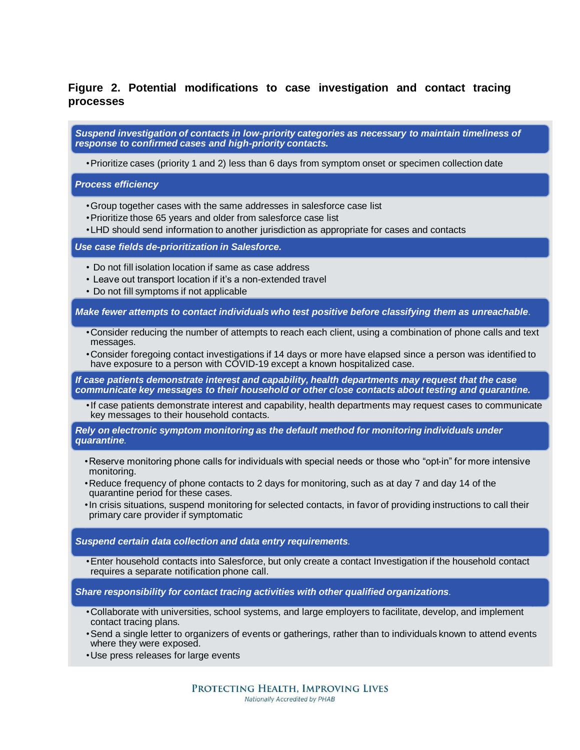### Figure 2. Potential modifications to case investigation and contact tracing processes

***Suspend investigation of contacts in low-priority categories as necessary to maintain timeliness of response to confirmed cases and high-priority contacts.***

- Prioritize cases (priority 1 and 2) less than 6 days from symptom onset or specimen collection date

***Process efficiency***

- Group together cases with the same addresses in salesforce case list
- Prioritize those 65 years and older from salesforce case list
- LHD should send information to another jurisdiction as appropriate for cases and contacts

***Use case fields de-prioritization in Salesforce.***

- Do not fill isolation location if same as case address
- Leave out transport location if it's a non-extended travel
- Do not fill symptoms if not applicable

***Make fewer attempts to contact individuals who test positive before classifying them as unreachable.***

- Consider reducing the number of attempts to reach each client, using a combination of phone calls and text messages.
- Consider foregoing contact investigations if 14 days or more have elapsed since a person was identified to have exposure to a person with COVID-19 except a known hospitalized case.

***If case patients demonstrate interest and capability, health departments may request that the case communicate key messages to their household or other close contacts about testing and quarantine.***

- If case patients demonstrate interest and capability, health departments may request cases to communicate key messages to their household contacts.

***Rely on electronic symptom monitoring as the default method for monitoring individuals under quarantine.***

- Reserve monitoring phone calls for individuals with special needs or those who "opt-in" for more intensive monitoring.
- Reduce frequency of phone contacts to 2 days for monitoring, such as at day 7 and day 14 of the quarantine period for these cases.
- In crisis situations, suspend monitoring for selected contacts, in favor of providing instructions to call their primary care provider if symptomatic

***Suspend certain data collection and data entry requirements.***

- Enter household contacts into Salesforce, but only create a contact Investigation if the household contact requires a separate notification phone call.

***Share responsibility for contact tracing activities with other qualified organizations.***

- Collaborate with universities, school systems, and large employers to facilitate, develop, and implement contact tracing plans.
- Send a single letter to organizers of events or gatherings, rather than to individuals known to attend events where they were exposed.
- Use press releases for large events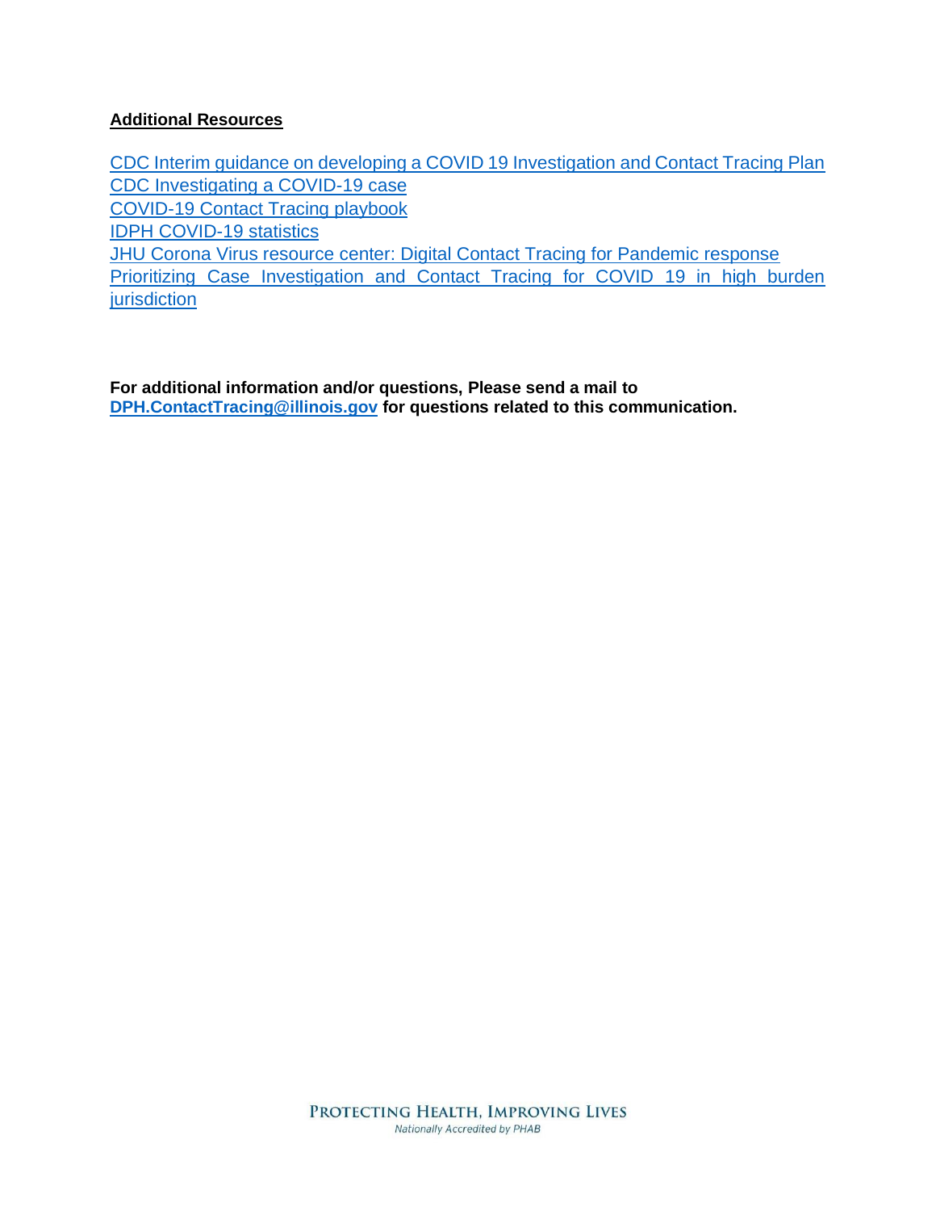**Additional Resources**

CDC Interim guidance on developing a COVID 19 Investigation and Contact Tracing Plan
CDC Investigating a COVID-19 case
COVID-19 Contact Tracing playbook
IDPH COVID-19 statistics
JHU Corona Virus resource center: Digital Contact Tracing for Pandemic response
Prioritizing Case Investigation and Contact Tracing for COVID 19 in high burden jurisdiction

**For additional information and/or questions, Please send a mail to DPH.ContactTracing@illinois.gov for questions related to this communication.**